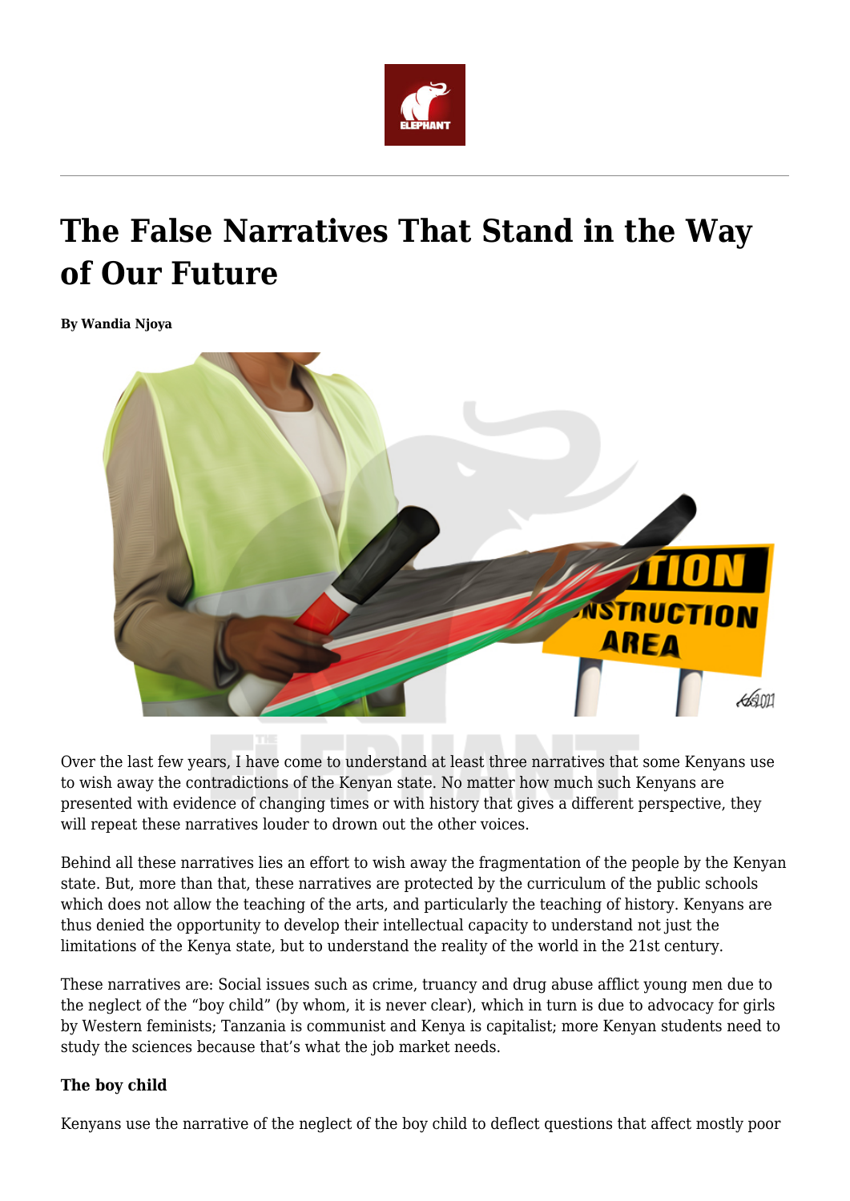# The False Narratives That Stand in the Way of Our Future

**By Wandia Njoya**

Over the last few years, I have come to understand at least three narratives that some Kenyans use to wish away the contradictions of the Kenyan state. No matter how much such Kenyans are presented with evidence of changing times or with history that gives a different perspective, they will repeat these narratives louder to drown out the other voices.

Behind all these narratives lies an effort to wish away the fragmentation of the people by the Kenyan state. But, more than that, these narratives are protected by the curriculum of the public schools which does not allow the teaching of the arts, and particularly the teaching of history. Kenyans are thus denied the opportunity to develop their intellectual capacity to understand not just the limitations of the Kenya state, but to understand the reality of the world in the 21st century.

These narratives are: Social issues such as crime, truancy and drug abuse afflict young men due to the neglect of the "boy child" (by whom, it is never clear), which in turn is due to advocacy for girls by Western feminists; Tanzania is communist and Kenya is capitalist; more Kenyan students need to study the sciences because that's what the job market needs.

**The boy child**

Kenyans use the narrative of the neglect of the boy child to deflect questions that affect mostly poor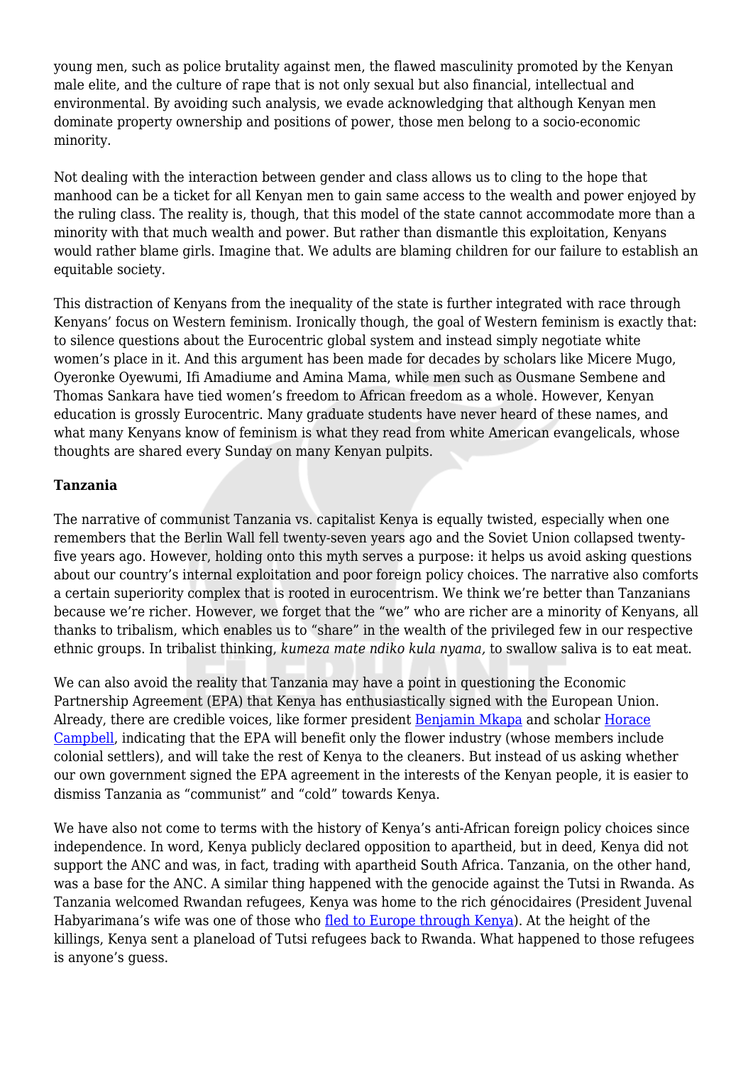young men, such as police brutality against men, the flawed masculinity promoted by the Kenyan male elite, and the culture of rape that is not only sexual but also financial, intellectual and environmental. By avoiding such analysis, we evade acknowledging that although Kenyan men dominate property ownership and positions of power, those men belong to a socio-economic minority.

Not dealing with the interaction between gender and class allows us to cling to the hope that manhood can be a ticket for all Kenyan men to gain same access to the wealth and power enjoyed by the ruling class. The reality is, though, that this model of the state cannot accommodate more than a minority with that much wealth and power. But rather than dismantle this exploitation, Kenyans would rather blame girls. Imagine that. We adults are blaming children for our failure to establish an equitable society.

This distraction of Kenyans from the inequality of the state is further integrated with race through Kenyans' focus on Western feminism. Ironically though, the goal of Western feminism is exactly that: to silence questions about the Eurocentric global system and instead simply negotiate white women's place in it. And this argument has been made for decades by scholars like Micere Mugo, Oyeronke Oyewumi, Ifi Amadiume and Amina Mama, while men such as Ousmane Sembene and Thomas Sankara have tied women's freedom to African freedom as a whole. However, Kenyan education is grossly Eurocentric. Many graduate students have never heard of these names, and what many Kenyans know of feminism is what they read from white American evangelicals, whose thoughts are shared every Sunday on many Kenyan pulpits.

**Tanzania**

The narrative of communist Tanzania vs. capitalist Kenya is equally twisted, especially when one remembers that the Berlin Wall fell twenty-seven years ago and the Soviet Union collapsed twenty-five years ago. However, holding onto this myth serves a purpose: it helps us avoid asking questions about our country's internal exploitation and poor foreign policy choices. The narrative also comforts a certain superiority complex that is rooted in eurocentrism. We think we're better than Tanzanians because we're richer. However, we forget that the "we" who are richer are a minority of Kenyans, all thanks to tribalism, which enables us to "share" in the wealth of the privileged few in our respective ethnic groups. In tribalist thinking, *kumeza mate ndiko kula nyama,* to swallow saliva is to eat meat.

We can also avoid the reality that Tanzania may have a point in questioning the Economic Partnership Agreement (EPA) that Kenya has enthusiastically signed with the European Union. Already, there are credible voices, like former president Benjamin Mkapa and scholar Horace Campbell, indicating that the EPA will benefit only the flower industry (whose members include colonial settlers), and will take the rest of Kenya to the cleaners. But instead of us asking whether our own government signed the EPA agreement in the interests of the Kenyan people, it is easier to dismiss Tanzania as "communist" and "cold" towards Kenya.

We have also not come to terms with the history of Kenya's anti-African foreign policy choices since independence. In word, Kenya publicly declared opposition to apartheid, but in deed, Kenya did not support the ANC and was, in fact, trading with apartheid South Africa. Tanzania, on the other hand, was a base for the ANC. A similar thing happened with the genocide against the Tutsi in Rwanda. As Tanzania welcomed Rwandan refugees, Kenya was home to the rich génocidaires (President Juvenal Habyarimana's wife was one of those who fled to Europe through Kenya). At the height of the killings, Kenya sent a planeload of Tutsi refugees back to Rwanda. What happened to those refugees is anyone's guess.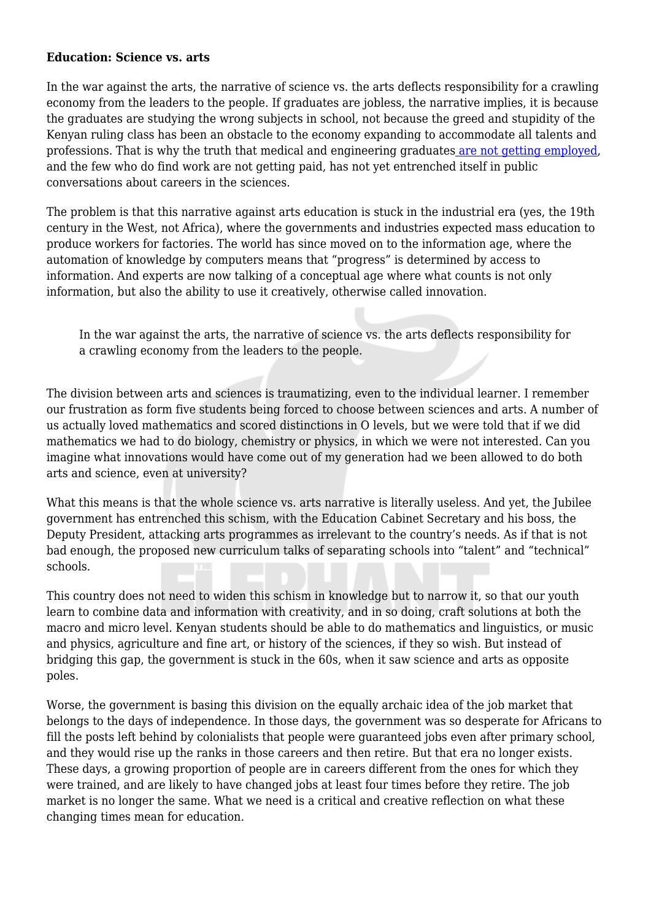**Education: Science vs. arts**

In the war against the arts, the narrative of science vs. the arts deflects responsibility for a crawling economy from the leaders to the people. If graduates are jobless, the narrative implies, it is because the graduates are studying the wrong subjects in school, not because the greed and stupidity of the Kenyan ruling class has been an obstacle to the economy expanding to accommodate all talents and professions. That is why the truth that medical and engineering graduates are not getting employed, and the few who do find work are not getting paid, has not yet entrenched itself in public conversations about careers in the sciences.

The problem is that this narrative against arts education is stuck in the industrial era (yes, the 19th century in the West, not Africa), where the governments and industries expected mass education to produce workers for factories. The world has since moved on to the information age, where the automation of knowledge by computers means that "progress" is determined by access to information. And experts are now talking of a conceptual age where what counts is not only information, but also the ability to use it creatively, otherwise called innovation.

> In the war against the arts, the narrative of science vs. the arts deflects responsibility for a crawling economy from the leaders to the people.

The division between arts and sciences is traumatizing, even to the individual learner. I remember our frustration as form five students being forced to choose between sciences and arts. A number of us actually loved mathematics and scored distinctions in O levels, but we were told that if we did mathematics we had to do biology, chemistry or physics, in which we were not interested. Can you imagine what innovations would have come out of my generation had we been allowed to do both arts and science, even at university?

What this means is that the whole science vs. arts narrative is literally useless. And yet, the Jubilee government has entrenched this schism, with the Education Cabinet Secretary and his boss, the Deputy President, attacking arts programmes as irrelevant to the country's needs. As if that is not bad enough, the proposed new curriculum talks of separating schools into "talent" and "technical" schools.

This country does not need to widen this schism in knowledge but to narrow it, so that our youth learn to combine data and information with creativity, and in so doing, craft solutions at both the macro and micro level. Kenyan students should be able to do mathematics and linguistics, or music and physics, agriculture and fine art, or history of the sciences, if they so wish. But instead of bridging this gap, the government is stuck in the 60s, when it saw science and arts as opposite poles.

Worse, the government is basing this division on the equally archaic idea of the job market that belongs to the days of independence. In those days, the government was so desperate for Africans to fill the posts left behind by colonialists that people were guaranteed jobs even after primary school, and they would rise up the ranks in those careers and then retire. But that era no longer exists. These days, a growing proportion of people are in careers different from the ones for which they were trained, and are likely to have changed jobs at least four times before they retire. The job market is no longer the same. What we need is a critical and creative reflection on what these changing times mean for education.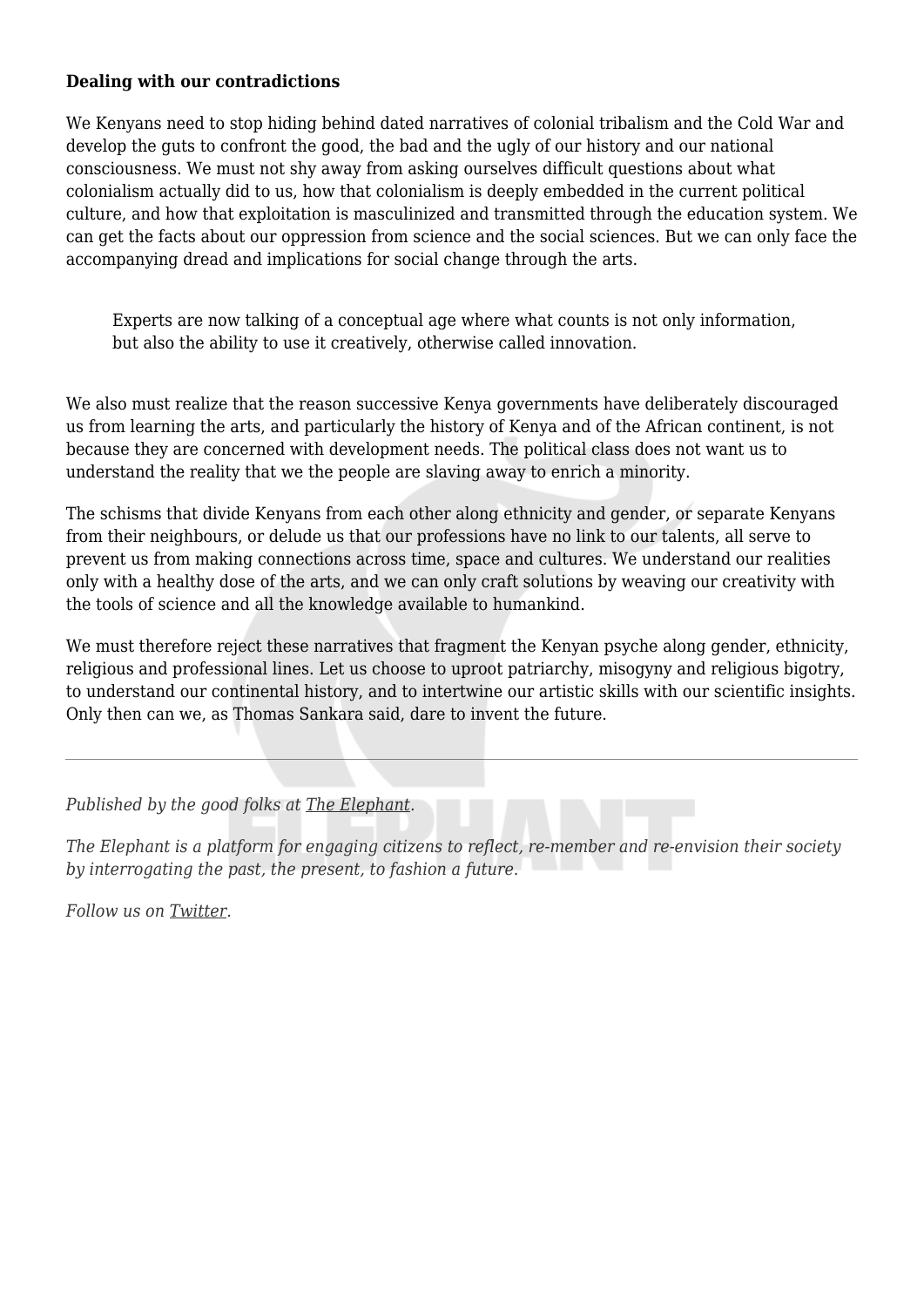**Dealing with our contradictions**

We Kenyans need to stop hiding behind dated narratives of colonial tribalism and the Cold War and develop the guts to confront the good, the bad and the ugly of our history and our national consciousness. We must not shy away from asking ourselves difficult questions about what colonialism actually did to us, how that colonialism is deeply embedded in the current political culture, and how that exploitation is masculinized and transmitted through the education system. We can get the facts about our oppression from science and the social sciences. But we can only face the accompanying dread and implications for social change through the arts.

> Experts are now talking of a conceptual age where what counts is not only information, but also the ability to use it creatively, otherwise called innovation.

We also must realize that the reason successive Kenya governments have deliberately discouraged us from learning the arts, and particularly the history of Kenya and of the African continent, is not because they are concerned with development needs. The political class does not want us to understand the reality that we the people are slaving away to enrich a minority.

The schisms that divide Kenyans from each other along ethnicity and gender, or separate Kenyans from their neighbours, or delude us that our professions have no link to our talents, all serve to prevent us from making connections across time, space and cultures. We understand our realities only with a healthy dose of the arts, and we can only craft solutions by weaving our creativity with the tools of science and all the knowledge available to humankind.

We must therefore reject these narratives that fragment the Kenyan psyche along gender, ethnicity, religious and professional lines. Let us choose to uproot patriarchy, misogyny and religious bigotry, to understand our continental history, and to intertwine our artistic skills with our scientific insights. Only then can we, as Thomas Sankara said, dare to invent the future.

---

*Published by the good folks at The Elephant.*

*The Elephant is a platform for engaging citizens to reflect, re-member and re-envision their society by interrogating the past, the present, to fashion a future.*

*Follow us on Twitter.*